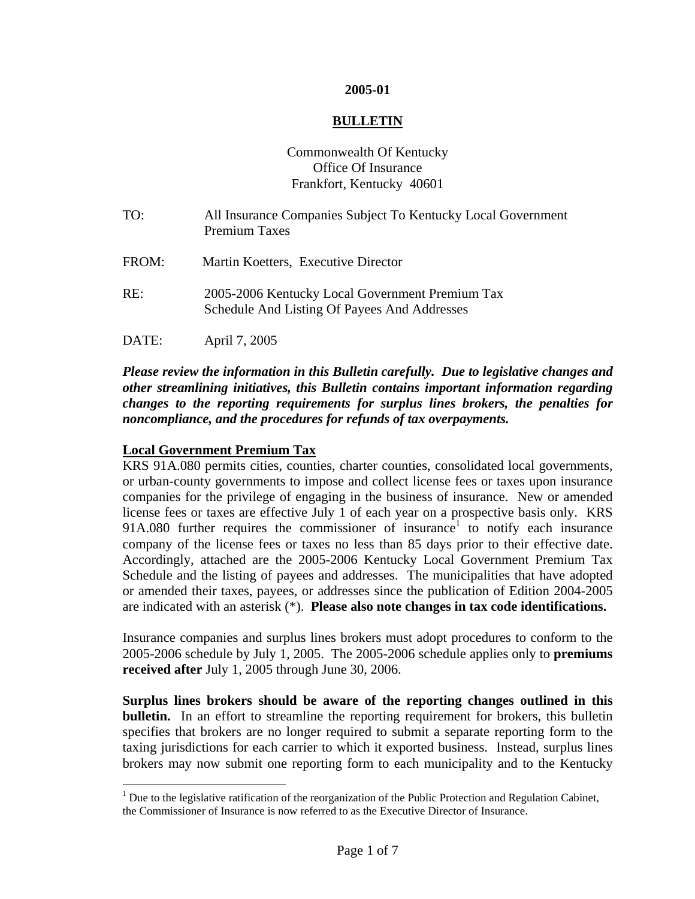**2005-01**

**BULLETIN**

Commonwealth Of Kentucky
Office Of Insurance
Frankfort, Kentucky 40601

TO: All Insurance Companies Subject To Kentucky Local Government Premium Taxes

FROM: Martin Koetters, Executive Director

RE: 2005-2006 Kentucky Local Government Premium Tax Schedule And Listing Of Payees And Addresses

DATE: April 7, 2005

***Please review the information in this Bulletin carefully. Due to legislative changes and other streamlining initiatives, this Bulletin contains important information regarding changes to the reporting requirements for surplus lines brokers, the penalties for noncompliance, and the procedures for refunds of tax overpayments.***

**Local Government Premium Tax**

KRS 91A.080 permits cities, counties, charter counties, consolidated local governments, or urban-county governments to impose and collect license fees or taxes upon insurance companies for the privilege of engaging in the business of insurance. New or amended license fees or taxes are effective July 1 of each year on a prospective basis only. KRS 91A.080 further requires the commissioner of insurance[1] to notify each insurance company of the license fees or taxes no less than 85 days prior to their effective date. Accordingly, attached are the 2005-2006 Kentucky Local Government Premium Tax Schedule and the listing of payees and addresses. The municipalities that have adopted or amended their taxes, payees, or addresses since the publication of Edition 2004-2005 are indicated with an asterisk (*). **Please also note changes in tax code identifications.**

Insurance companies and surplus lines brokers must adopt procedures to conform to the 2005-2006 schedule by July 1, 2005. The 2005-2006 schedule applies only to **premiums received after** July 1, 2005 through June 30, 2006.

**Surplus lines brokers should be aware of the reporting changes outlined in this bulletin.** In an effort to streamline the reporting requirement for brokers, this bulletin specifies that brokers are no longer required to submit a separate reporting form to the taxing jurisdictions for each carrier to which it exported business. Instead, surplus lines brokers may now submit one reporting form to each municipality and to the Kentucky

[1] Due to the legislative ratification of the reorganization of the Public Protection and Regulation Cabinet, the Commissioner of Insurance is now referred to as the Executive Director of Insurance.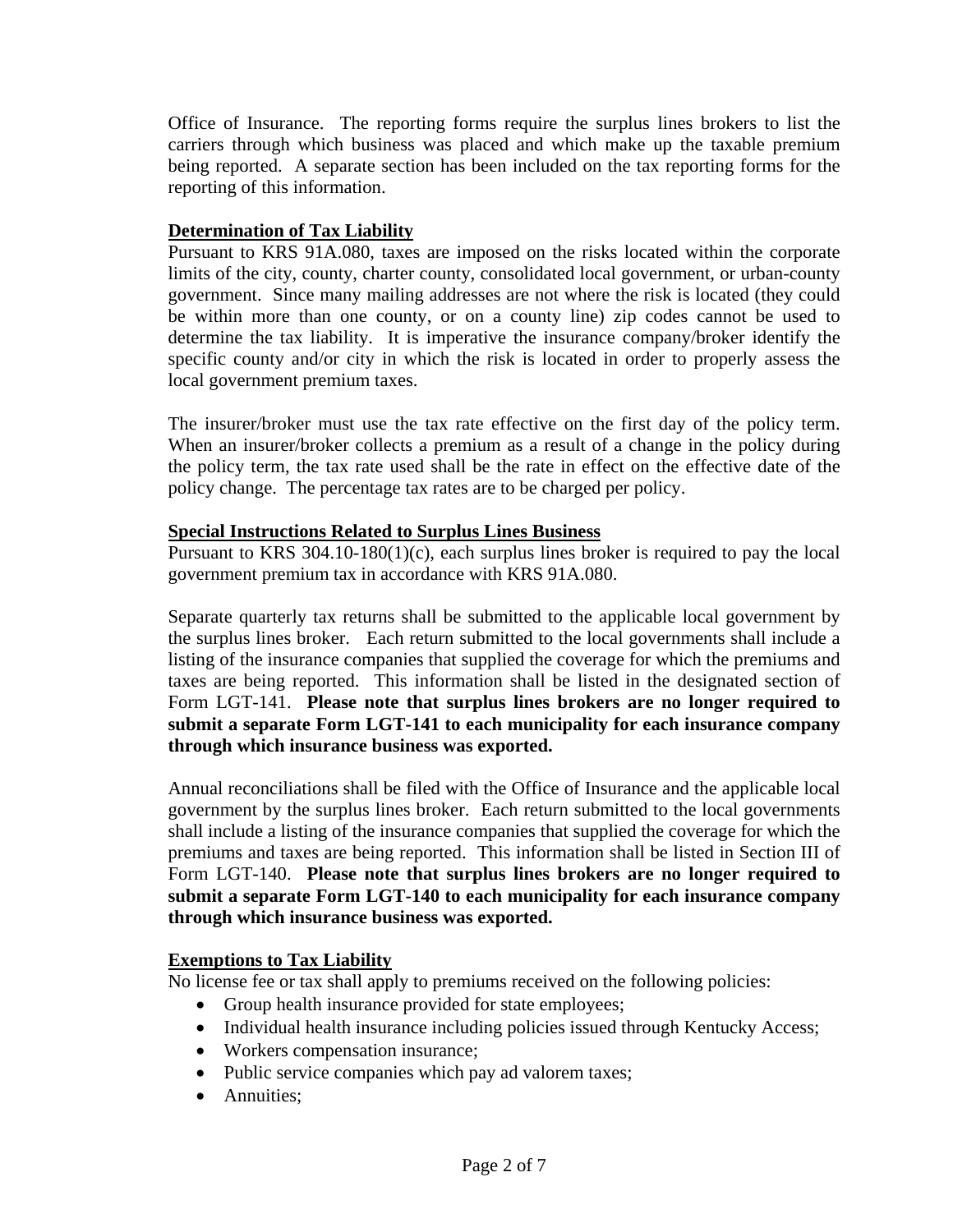Office of Insurance. The reporting forms require the surplus lines brokers to list the carriers through which business was placed and which make up the taxable premium being reported. A separate section has been included on the tax reporting forms for the reporting of this information.

**Determination of Tax Liability**

Pursuant to KRS 91A.080, taxes are imposed on the risks located within the corporate limits of the city, county, charter county, consolidated local government, or urban-county government. Since many mailing addresses are not where the risk is located (they could be within more than one county, or on a county line) zip codes cannot be used to determine the tax liability. It is imperative the insurance company/broker identify the specific county and/or city in which the risk is located in order to properly assess the local government premium taxes.

The insurer/broker must use the tax rate effective on the first day of the policy term. When an insurer/broker collects a premium as a result of a change in the policy during the policy term, the tax rate used shall be the rate in effect on the effective date of the policy change. The percentage tax rates are to be charged per policy.

**Special Instructions Related to Surplus Lines Business**

Pursuant to KRS 304.10-180(1)(c), each surplus lines broker is required to pay the local government premium tax in accordance with KRS 91A.080.

Separate quarterly tax returns shall be submitted to the applicable local government by the surplus lines broker. Each return submitted to the local governments shall include a listing of the insurance companies that supplied the coverage for which the premiums and taxes are being reported. This information shall be listed in the designated section of Form LGT-141. **Please note that surplus lines brokers are no longer required to submit a separate Form LGT-141 to each municipality for each insurance company through which insurance business was exported.**

Annual reconciliations shall be filed with the Office of Insurance and the applicable local government by the surplus lines broker. Each return submitted to the local governments shall include a listing of the insurance companies that supplied the coverage for which the premiums and taxes are being reported. This information shall be listed in Section III of Form LGT-140. **Please note that surplus lines brokers are no longer required to submit a separate Form LGT-140 to each municipality for each insurance company through which insurance business was exported.**

**Exemptions to Tax Liability**

No license fee or tax shall apply to premiums received on the following policies:

- Group health insurance provided for state employees;
- Individual health insurance including policies issued through Kentucky Access;
- Workers compensation insurance;
- Public service companies which pay ad valorem taxes;
- Annuities;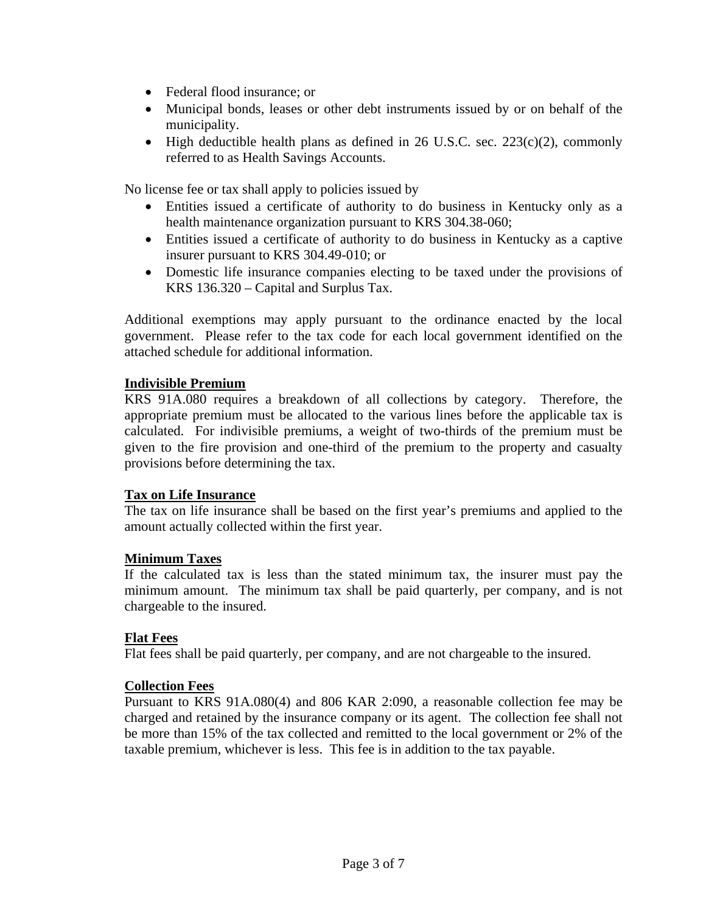- Federal flood insurance; or
- Municipal bonds, leases or other debt instruments issued by or on behalf of the municipality.
- High deductible health plans as defined in 26 U.S.C. sec. 223(c)(2), commonly referred to as Health Savings Accounts.

No license fee or tax shall apply to policies issued by

- Entities issued a certificate of authority to do business in Kentucky only as a health maintenance organization pursuant to KRS 304.38-060;
- Entities issued a certificate of authority to do business in Kentucky as a captive insurer pursuant to KRS 304.49-010; or
- Domestic life insurance companies electing to be taxed under the provisions of KRS 136.320 – Capital and Surplus Tax.

Additional exemptions may apply pursuant to the ordinance enacted by the local government. Please refer to the tax code for each local government identified on the attached schedule for additional information.

**Indivisible Premium**

KRS 91A.080 requires a breakdown of all collections by category. Therefore, the appropriate premium must be allocated to the various lines before the applicable tax is calculated. For indivisible premiums, a weight of two-thirds of the premium must be given to the fire provision and one-third of the premium to the property and casualty provisions before determining the tax.

**Tax on Life Insurance**

The tax on life insurance shall be based on the first year's premiums and applied to the amount actually collected within the first year.

**Minimum Taxes**

If the calculated tax is less than the stated minimum tax, the insurer must pay the minimum amount. The minimum tax shall be paid quarterly, per company, and is not chargeable to the insured.

**Flat Fees**

Flat fees shall be paid quarterly, per company, and are not chargeable to the insured.

**Collection Fees**

Pursuant to KRS 91A.080(4) and 806 KAR 2:090, a reasonable collection fee may be charged and retained by the insurance company or its agent. The collection fee shall not be more than 15% of the tax collected and remitted to the local government or 2% of the taxable premium, whichever is less. This fee is in addition to the tax payable.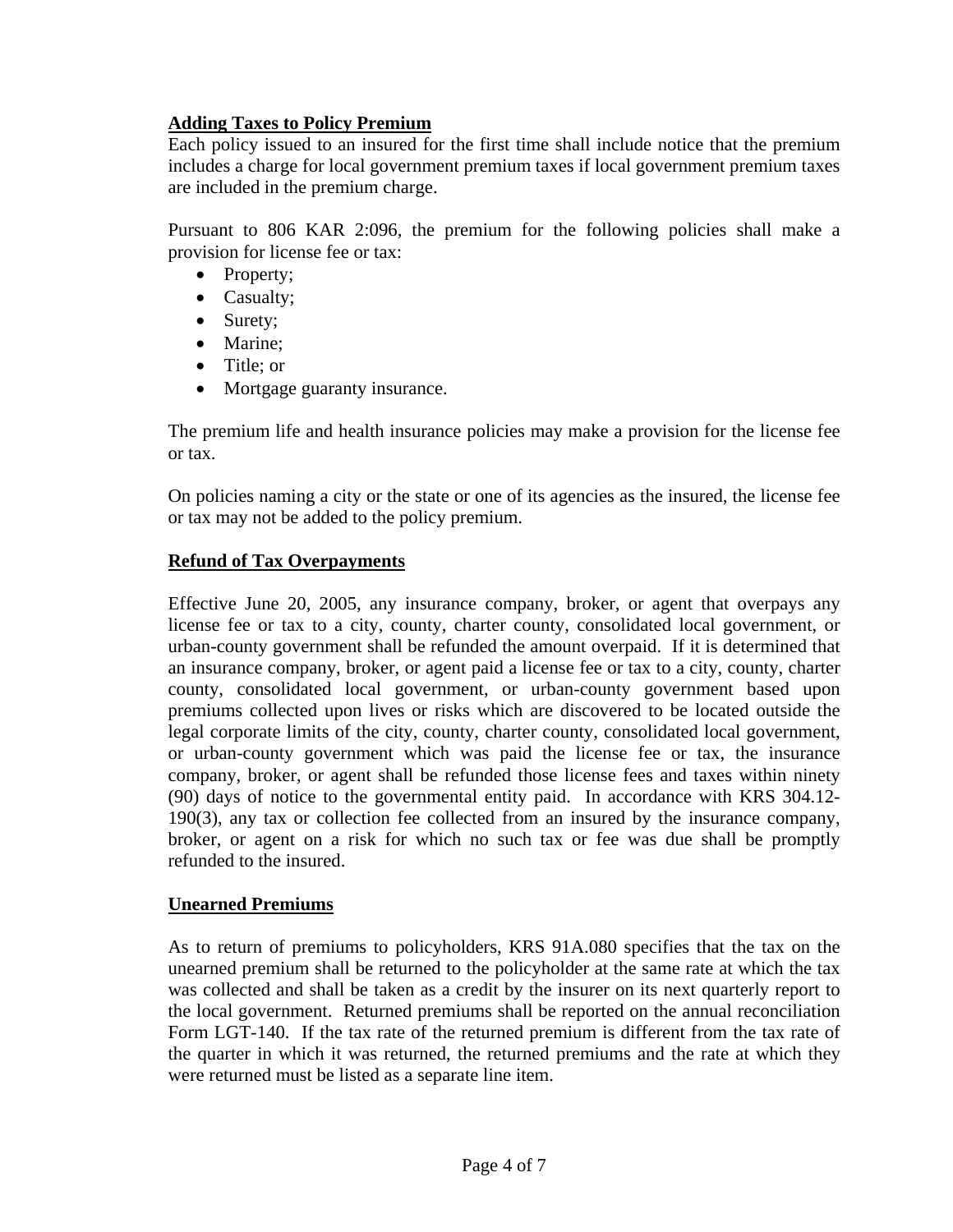**Adding Taxes to Policy Premium**

Each policy issued to an insured for the first time shall include notice that the premium includes a charge for local government premium taxes if local government premium taxes are included in the premium charge.

Pursuant to 806 KAR 2:096, the premium for the following policies shall make a provision for license fee or tax:

- Property;
- Casualty;
- Surety;
- Marine;
- Title; or
- Mortgage guaranty insurance.

The premium life and health insurance policies may make a provision for the license fee or tax.

On policies naming a city or the state or one of its agencies as the insured, the license fee or tax may not be added to the policy premium.

**Refund of Tax Overpayments**

Effective June 20, 2005, any insurance company, broker, or agent that overpays any license fee or tax to a city, county, charter county, consolidated local government, or urban-county government shall be refunded the amount overpaid. If it is determined that an insurance company, broker, or agent paid a license fee or tax to a city, county, charter county, consolidated local government, or urban-county government based upon premiums collected upon lives or risks which are discovered to be located outside the legal corporate limits of the city, county, charter county, consolidated local government, or urban-county government which was paid the license fee or tax, the insurance company, broker, or agent shall be refunded those license fees and taxes within ninety (90) days of notice to the governmental entity paid. In accordance with KRS 304.12-190(3), any tax or collection fee collected from an insured by the insurance company, broker, or agent on a risk for which no such tax or fee was due shall be promptly refunded to the insured.

**Unearned Premiums**

As to return of premiums to policyholders, KRS 91A.080 specifies that the tax on the unearned premium shall be returned to the policyholder at the same rate at which the tax was collected and shall be taken as a credit by the insurer on its next quarterly report to the local government. Returned premiums shall be reported on the annual reconciliation Form LGT-140. If the tax rate of the returned premium is different from the tax rate of the quarter in which it was returned, the returned premiums and the rate at which they were returned must be listed as a separate line item.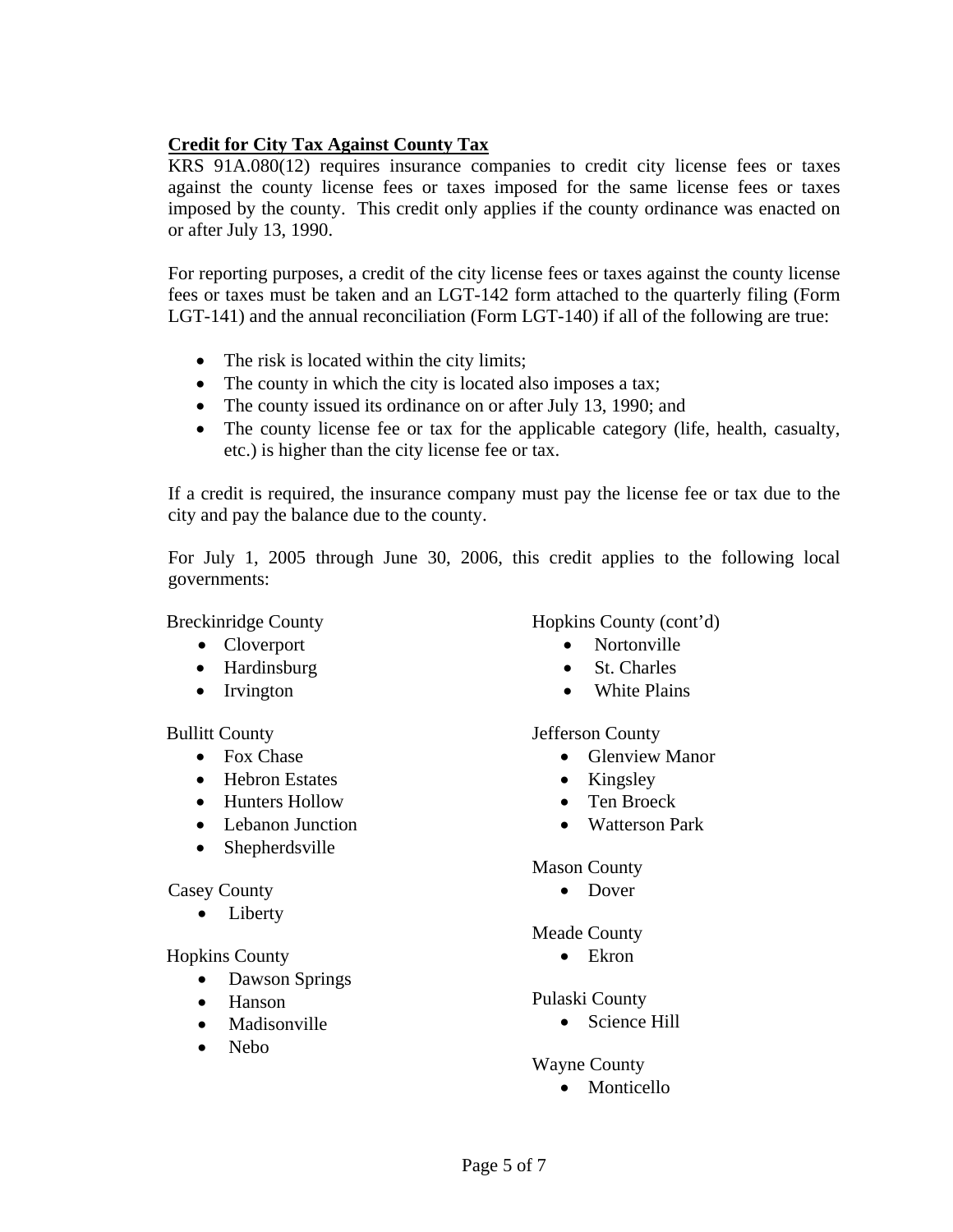**Credit for City Tax Against County Tax**

KRS 91A.080(12) requires insurance companies to credit city license fees or taxes against the county license fees or taxes imposed for the same license fees or taxes imposed by the county. This credit only applies if the county ordinance was enacted on or after July 13, 1990.

For reporting purposes, a credit of the city license fees or taxes against the county license fees or taxes must be taken and an LGT-142 form attached to the quarterly filing (Form LGT-141) and the annual reconciliation (Form LGT-140) if all of the following are true:

- The risk is located within the city limits;
- The county in which the city is located also imposes a tax;
- The county issued its ordinance on or after July 13, 1990; and
- The county license fee or tax for the applicable category (life, health, casualty, etc.) is higher than the city license fee or tax.

If a credit is required, the insurance company must pay the license fee or tax due to the city and pay the balance due to the county.

For July 1, 2005 through June 30, 2006, this credit applies to the following local governments:

Breckinridge County
- Cloverport
- Hardinsburg
- Irvington

Bullitt County
- Fox Chase
- Hebron Estates
- Hunters Hollow
- Lebanon Junction
- Shepherdsville

Casey County
- Liberty

Hopkins County
- Dawson Springs
- Hanson
- Madisonville
- Nebo

Hopkins County (cont'd)
- Nortonville
- St. Charles
- White Plains

Jefferson County
- Glenview Manor
- Kingsley
- Ten Broeck
- Watterson Park

Mason County
- Dover

Meade County
- Ekron

Pulaski County
- Science Hill

Wayne County
- Monticello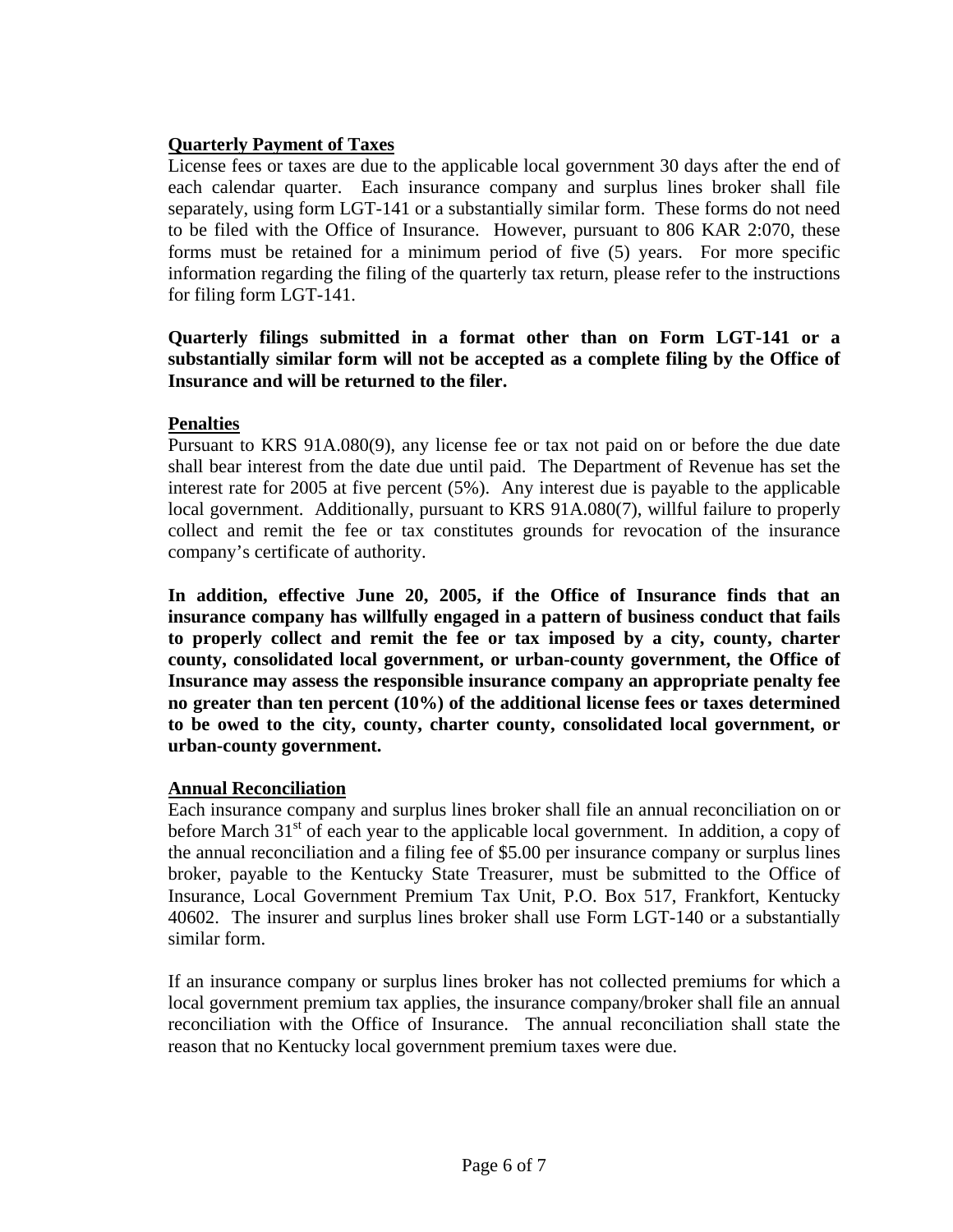**Quarterly Payment of Taxes**

License fees or taxes are due to the applicable local government 30 days after the end of each calendar quarter. Each insurance company and surplus lines broker shall file separately, using form LGT-141 or a substantially similar form. These forms do not need to be filed with the Office of Insurance. However, pursuant to 806 KAR 2:070, these forms must be retained for a minimum period of five (5) years. For more specific information regarding the filing of the quarterly tax return, please refer to the instructions for filing form LGT-141.

**Quarterly filings submitted in a format other than on Form LGT-141 or a substantially similar form will not be accepted as a complete filing by the Office of Insurance and will be returned to the filer.**

**Penalties**

Pursuant to KRS 91A.080(9), any license fee or tax not paid on or before the due date shall bear interest from the date due until paid. The Department of Revenue has set the interest rate for 2005 at five percent (5%). Any interest due is payable to the applicable local government. Additionally, pursuant to KRS 91A.080(7), willful failure to properly collect and remit the fee or tax constitutes grounds for revocation of the insurance company's certificate of authority.

**In addition, effective June 20, 2005, if the Office of Insurance finds that an insurance company has willfully engaged in a pattern of business conduct that fails to properly collect and remit the fee or tax imposed by a city, county, charter county, consolidated local government, or urban-county government, the Office of Insurance may assess the responsible insurance company an appropriate penalty fee no greater than ten percent (10%) of the additional license fees or taxes determined to be owed to the city, county, charter county, consolidated local government, or urban-county government.**

**Annual Reconciliation**

Each insurance company and surplus lines broker shall file an annual reconciliation on or before March 31st of each year to the applicable local government. In addition, a copy of the annual reconciliation and a filing fee of $5.00 per insurance company or surplus lines broker, payable to the Kentucky State Treasurer, must be submitted to the Office of Insurance, Local Government Premium Tax Unit, P.O. Box 517, Frankfort, Kentucky 40602. The insurer and surplus lines broker shall use Form LGT-140 or a substantially similar form.

If an insurance company or surplus lines broker has not collected premiums for which a local government premium tax applies, the insurance company/broker shall file an annual reconciliation with the Office of Insurance. The annual reconciliation shall state the reason that no Kentucky local government premium taxes were due.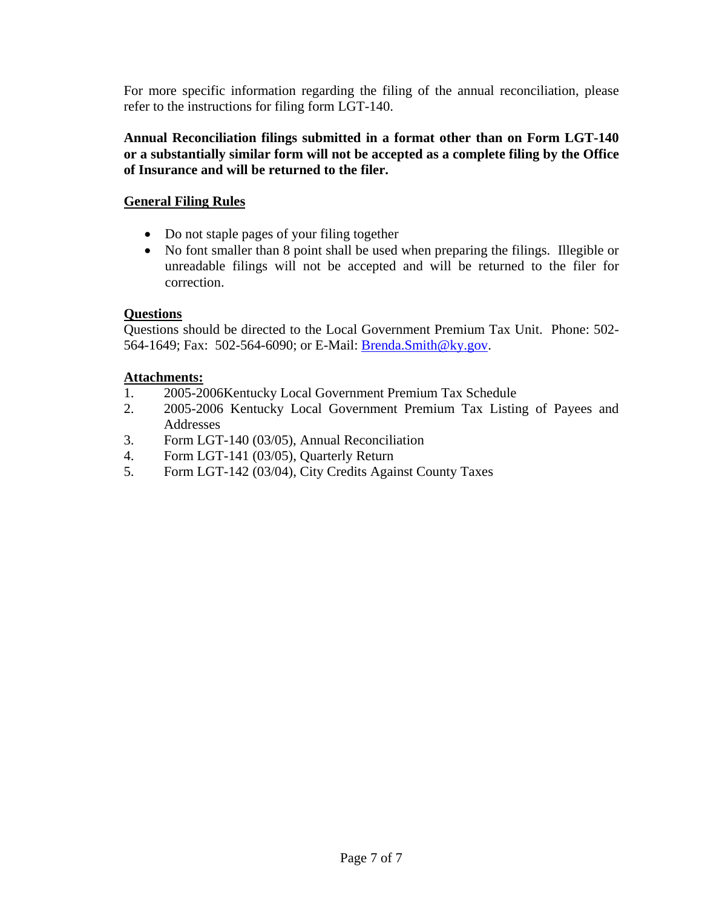For more specific information regarding the filing of the annual reconciliation, please refer to the instructions for filing form LGT-140.

**Annual Reconciliation filings submitted in a format other than on Form LGT-140 or a substantially similar form will not be accepted as a complete filing by the Office of Insurance and will be returned to the filer.**

## General Filing Rules

- Do not staple pages of your filing together
- No font smaller than 8 point shall be used when preparing the filings. Illegible or unreadable filings will not be accepted and will be returned to the filer for correction.

## Questions

Questions should be directed to the Local Government Premium Tax Unit. Phone: 502-564-1649; Fax: 502-564-6090; or E-Mail: Brenda.Smith@ky.gov.

## Attachments:

1. 2005-2006Kentucky Local Government Premium Tax Schedule
2. 2005-2006 Kentucky Local Government Premium Tax Listing of Payees and Addresses
3. Form LGT-140 (03/05), Annual Reconciliation
4. Form LGT-141 (03/05), Quarterly Return
5. Form LGT-142 (03/04), City Credits Against County Taxes